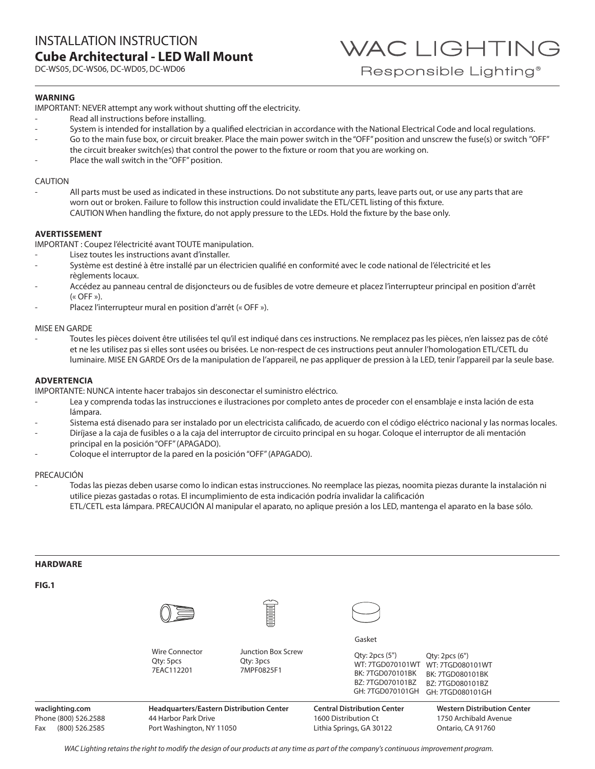# INSTALLATION INSTRUCTION

## Cube Architectural - LED Wall Mount

DC-WS05, DC-WS06, DC-WD05, DC-WD06

WAC LIGHTING
Responsible Lighting®

**WARNING**

IMPORTANT: NEVER attempt any work without shutting off the electricity.

- Read all instructions before installing.
- System is intended for installation by a qualified electrician in accordance with the National Electrical Code and local regulations.
- Go to the main fuse box, or circuit breaker. Place the main power switch in the "OFF" position and unscrew the fuse(s) or switch "OFF" the circuit breaker switch(es) that control the power to the fixture or room that you are working on.
- Place the wall switch in the "OFF" position.

CAUTION

- All parts must be used as indicated in these instructions. Do not substitute any parts, leave parts out, or use any parts that are worn out or broken. Failure to follow this instruction could invalidate the ETL/CETL listing of this fixture.
  CAUTION When handling the fixture, do not apply pressure to the LEDs. Hold the fixture by the base only.

**AVERTISSEMENT**

IMPORTANT : Coupez l'électricité avant TOUTE manipulation.

- Lisez toutes les instructions avant d'installer.
- Système est destiné à être installé par un électricien qualifié en conformité avec le code national de l'électricité et les règlements locaux.
- Accédez au panneau central de disjoncteurs ou de fusibles de votre demeure et placez l'interrupteur principal en position d'arrêt (« OFF »).
- Placez l'interrupteur mural en position d'arrêt (« OFF »).

MISE EN GARDE

- Toutes les pièces doivent être utilisées tel qu'il est indiqué dans ces instructions. Ne remplacez pas les pièces, n'en laissez pas de côté et ne les utilisez pas si elles sont usées ou brisées. Le non-respect de ces instructions peut annuler l'homologation ETL/CETL du luminaire. MISE EN GARDE Ors de la manipulation de l'appareil, ne pas appliquer de pression à la LED, tenir l'appareil par la seule base.

**ADVERTENCIA**

IMPORTANTE: NUNCA intente hacer trabajos sin desconectar el suministro eléctrico.

- Lea y comprenda todas las instrucciones e ilustraciones por completo antes de proceder con el ensamblaje e insta lación de esta lámpara.
- Sistema está disenado para ser instalado por un electricista calificado, de acuerdo con el código eléctrico nacional y las normas locales.
- Diríjase a la caja de fusibles o a la caja del interruptor de circuito principal en su hogar. Coloque el interruptor de ali mentación principal en la posición "OFF" (APAGADO).
- Coloque el interruptor de la pared en la posición "OFF" (APAGADO).

PRECAUCIÓN

- Todas las piezas deben usarse como lo indican estas instrucciones. No reemplace las piezas, noomita piezas durante la instalación ni utilice piezas gastadas o rotas. El incumplimiento de esta indicación podría invalidar la calificación
  ETL/CETL esta lámpara. PRECAUCIÓN Al manipular el aparato, no aplique presión a los LED, mantenga el aparato en la base sólo.

**HARDWARE**

**FIG.1**

| Wire Connector | Junction Box Screw | Gasket | |
|---|---|---|---|
| Qty: 5pcs<br>7EAC112201 | Qty: 3pcs<br>7MPF0825F1 | Qty: 2pcs (5")<br>WT: 7TGD070101WT<br>BK: 7TGD070101BK<br>BZ: 7TGD070101BZ<br>GH: 7TGD070101GH | Qty: 2pcs (6")<br>WT: 7TGD080101WT<br>BK: 7TGD080101BK<br>BZ: 7TGD080101BZ<br>GH: 7TGD080101GH |

**waclighting.com**
Phone (800) 526.2588
Fax (800) 526.2585

**Headquarters/Eastern Distribution Center**
44 Harbor Park Drive
Port Washington, NY 11050

**Central Distribution Center**
1600 Distribution Ct
Lithia Springs, GA 30122

**Western Distribution Center**
1750 Archibald Avenue
Ontario, CA 91760

*WAC Lighting retains the right to modify the design of our products at any time as part of the company's continuous improvement program.*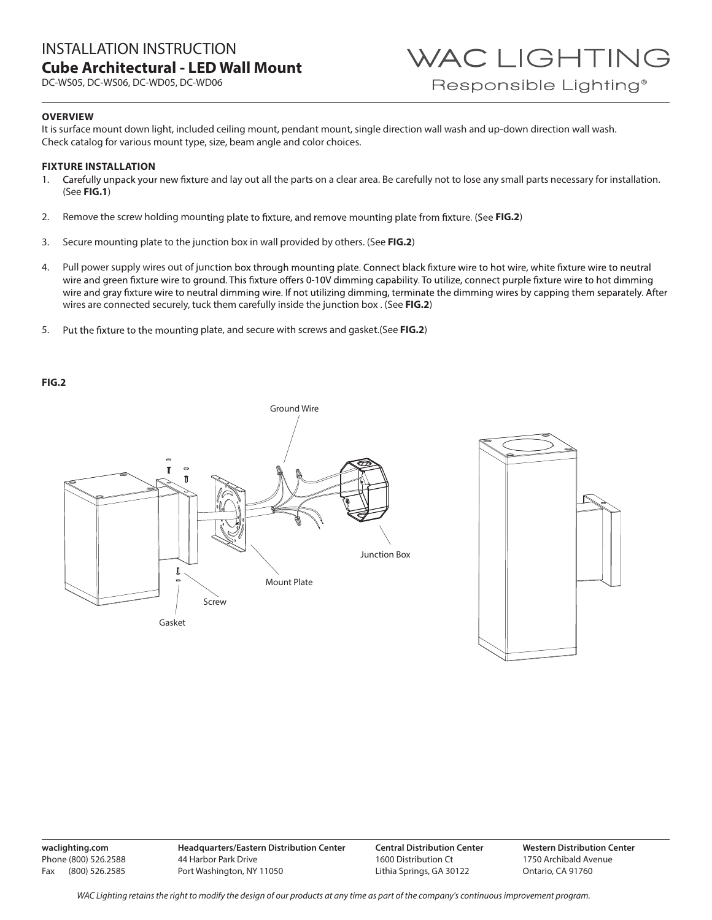# INSTALLATION INSTRUCTION

## Cube Architectural - LED Wall Mount

DC-WS05, DC-WS06, DC-WD05, DC-WD06

WAC LIGHTING

Responsible Lighting®

### OVERVIEW

It is surface mount down light, included ceiling mount, pendant mount, single direction wall wash and up-down direction wall wash.
Check catalog for various mount type, size, beam angle and color choices.

### FIXTURE INSTALLATION

1. Carefully unpack your new fixture and lay out all the parts on a clear area. Be carefully not to lose any small parts necessary for installation. (See **FIG.1**)
2. Remove the screw holding mounting plate to fixture, and remove mounting plate from fixture. (See **FIG.2**)
3. Secure mounting plate to the junction box in wall provided by others. (See **FIG.2**)
4. Pull power supply wires out of junction box through mounting plate. Connect black fixture wire to hot wire, white fixture wire to neutral wire and green fixture wire to ground. This fixture offers 0-10V dimming capability. To utilize, connect purple fixture wire to hot dimming wire and gray fixture wire to neutral dimming wire. If not utilizing dimming, terminate the dimming wires by capping them separately. After wires are connected securely, tuck them carefully inside the junction box . (See **FIG.2**)
5. Put the fixture to the mounting plate, and secure with screws and gasket.(See **FIG.2**)

**FIG.2**

Ground Wire

Junction Box

Mount Plate

Screw

Gasket

waclighting.com
Phone (800) 526.2588
Fax (800) 526.2585

**Headquarters/Eastern Distribution Center**
44 Harbor Park Drive
Port Washington, NY 11050

**Central Distribution Center**
1600 Distribution Ct
Lithia Springs, GA 30122

**Western Distribution Center**
1750 Archibald Avenue
Ontario, CA 91760

*WAC Lighting retains the right to modify the design of our products at any time as part of the company's continuous improvement program.*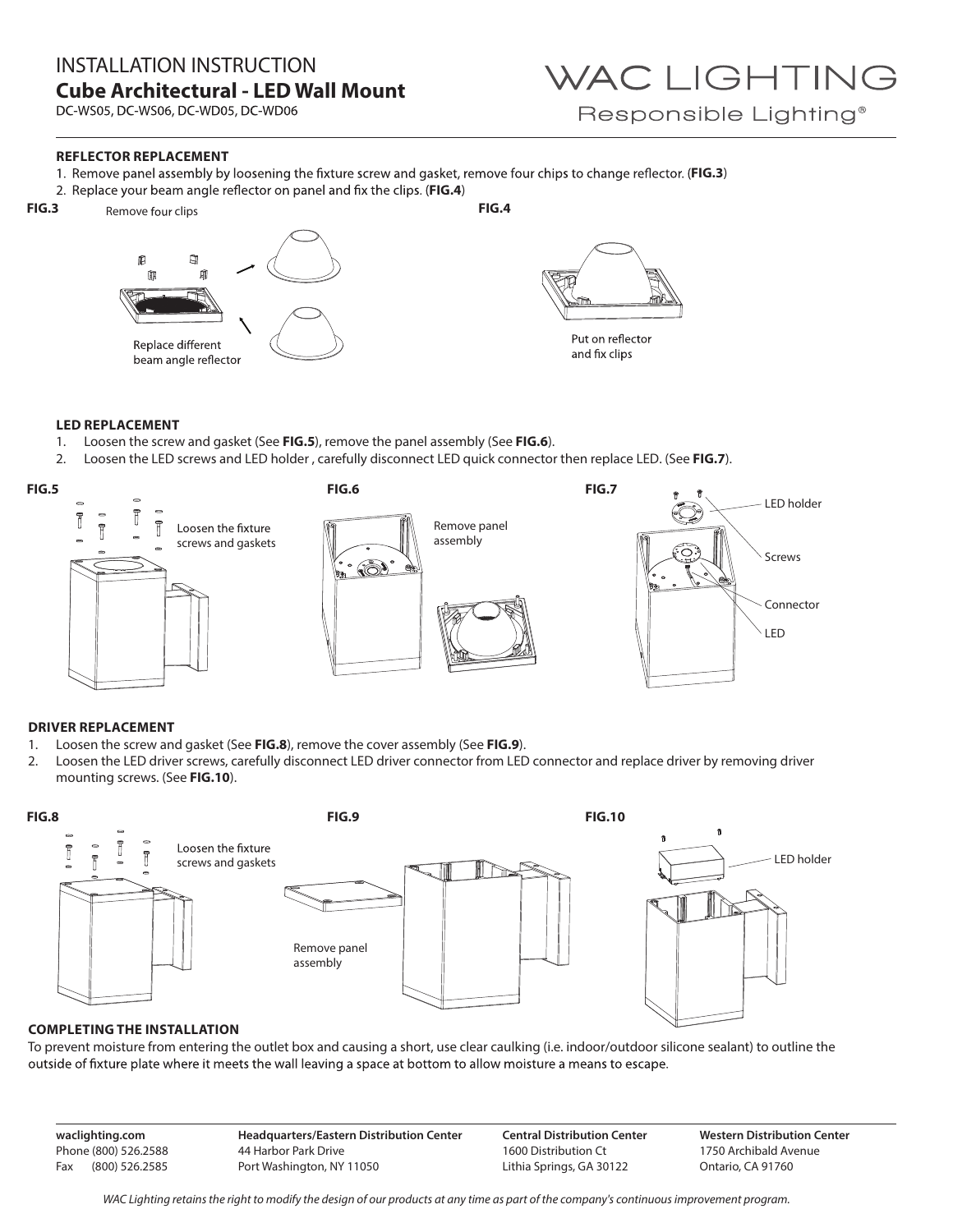INSTALLATION INSTRUCTION

# Cube Architectural - LED Wall Mount

DC-WS05, DC-WS06, DC-WD05, DC-WD06

WAC LIGHTING
Responsible Lighting®

### REFLECTOR REPLACEMENT

1. Remove panel assembly by loosening the fixture screw and gasket, remove four chips to change reflector. (**FIG.3**)
2. Replace your beam angle reflector on panel and fix the clips. (**FIG.4**)

**FIG.3**

Remove four clips

Replace different beam angle reflector

**FIG.4**

Put on reflector and fix clips

### LED REPLACEMENT

1. Loosen the screw and gasket (See **FIG.5**), remove the panel assembly (See **FIG.6**).
2. Loosen the LED screws and LED holder , carefully disconnect LED quick connector then replace LED. (See **FIG.7**).

**FIG.5**

Loosen the fixture screws and gaskets

**FIG.6**

Remove panel assembly

**FIG.7**

LED holder

Screws

Connector

LED

### DRIVER REPLACEMENT

1. Loosen the screw and gasket (See **FIG.8**), remove the cover assembly (See **FIG.9**).
2. Loosen the LED driver screws, carefully disconnect LED driver connector from LED connector and replace driver by removing driver mounting screws. (See **FIG.10**).

**FIG.8**

Loosen the fixture screws and gaskets

**FIG.9**

Remove panel assembly

**FIG.10**

LED holder

### COMPLETING THE INSTALLATION

To prevent moisture from entering the outlet box and causing a short, use clear caulking (i.e. indoor/outdoor silicone sealant) to outline the outside of fixture plate where it meets the wall leaving a space at bottom to allow moisture a means to escape.

**waclighting.com**
Phone (800) 526.2588
Fax (800) 526.2585

**Headquarters/Eastern Distribution Center**
44 Harbor Park Drive
Port Washington, NY 11050

**Central Distribution Center**
1600 Distribution Ct
Lithia Springs, GA 30122

**Western Distribution Center**
1750 Archibald Avenue
Ontario, CA 91760

*WAC Lighting retains the right to modify the design of our products at any time as part of the company's continuous improvement program.*